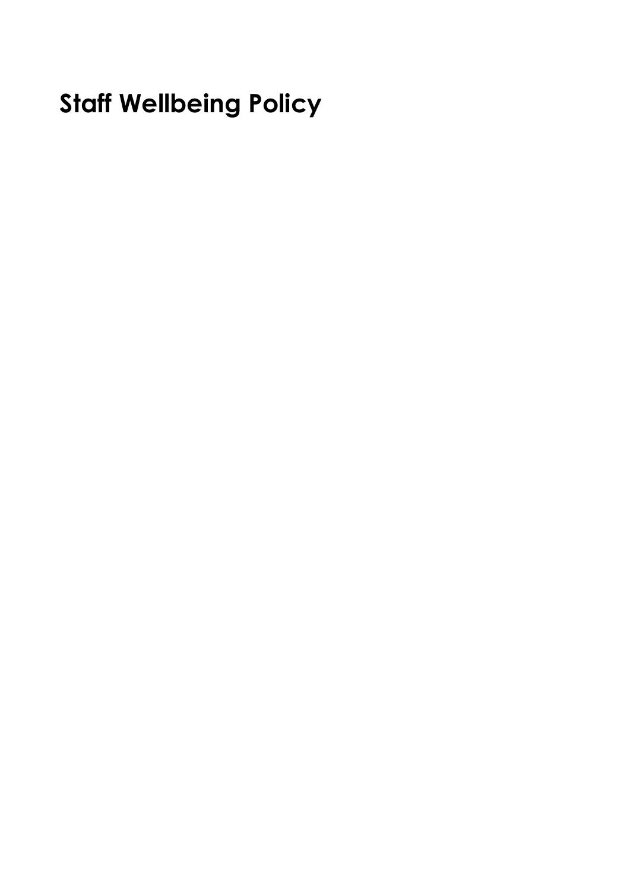# Staff Wellbeing Policy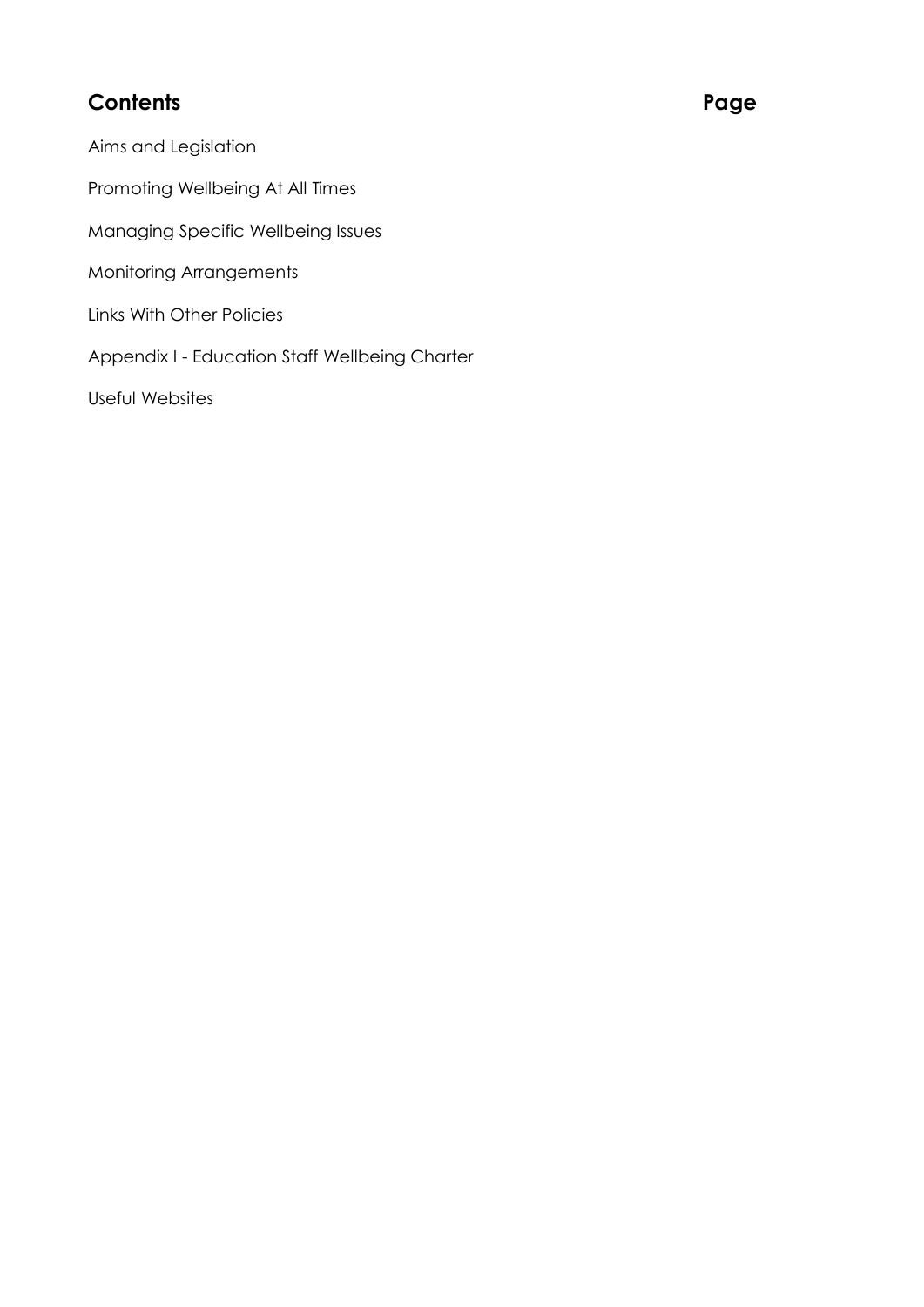## Contents Page

Aims and Legislation

Promoting Wellbeing At All Times

Managing Specific Wellbeing Issues

Monitoring Arrangements

Links With Other Policies

Appendix I - Education Staff Wellbeing Charter

Useful Websites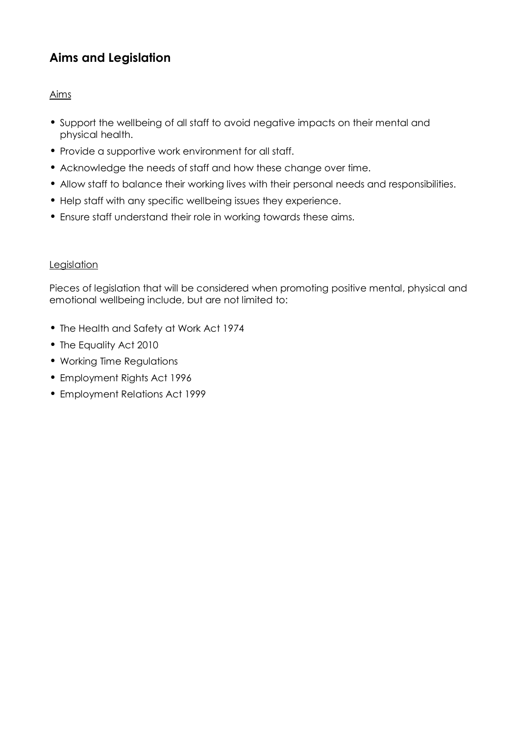## Aims and Legislation

<u>Aims</u>

- Support the wellbeing of all staff to avoid negative impacts on their mental and physical health.
- Provide a supportive work environment for all staff.
- Acknowledge the needs of staff and how these change over time.
- Allow staff to balance their working lives with their personal needs and responsibilities.
- Help staff with any specific wellbeing issues they experience.
- Ensure staff understand their role in working towards these aims.

<u>Legislation</u>

Pieces of legislation that will be considered when promoting positive mental, physical and emotional wellbeing include, but are not limited to:

- The Health and Safety at Work Act 1974
- The Equality Act 2010
- Working Time Regulations
- Employment Rights Act 1996
- Employment Relations Act 1999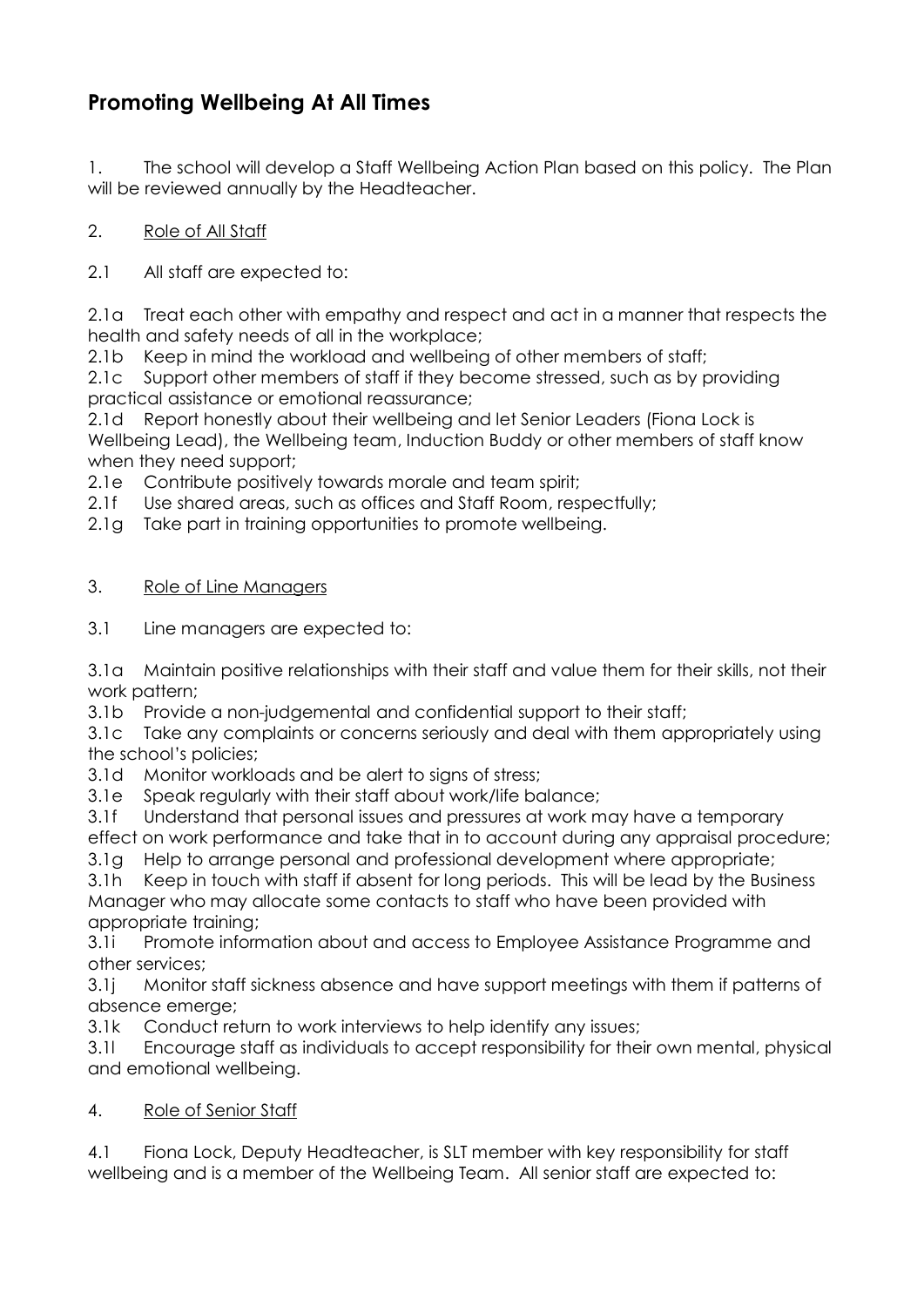## Promoting Wellbeing At All Times

1. The school will develop a Staff Wellbeing Action Plan based on this policy. The Plan will be reviewed annually by the Headteacher.

2. <u>Role of All Staff</u>

2.1 All staff are expected to:

2.1a Treat each other with empathy and respect and act in a manner that respects the health and safety needs of all in the workplace;
2.1b Keep in mind the workload and wellbeing of other members of staff;
2.1c Support other members of staff if they become stressed, such as by providing practical assistance or emotional reassurance;
2.1d Report honestly about their wellbeing and let Senior Leaders (Fiona Lock is Wellbeing Lead), the Wellbeing team, Induction Buddy or other members of staff know when they need support;
2.1e Contribute positively towards morale and team spirit;
2.1f Use shared areas, such as offices and Staff Room, respectfully;
2.1g Take part in training opportunities to promote wellbeing.

3. <u>Role of Line Managers</u>

3.1 Line managers are expected to:

3.1a Maintain positive relationships with their staff and value them for their skills, not their work pattern;
3.1b Provide a non-judgemental and confidential support to their staff;
3.1c Take any complaints or concerns seriously and deal with them appropriately using the school's policies;
3.1d Monitor workloads and be alert to signs of stress;
3.1e Speak regularly with their staff about work/life balance;
3.1f Understand that personal issues and pressures at work may have a temporary effect on work performance and take that in to account during any appraisal procedure;
3.1g Help to arrange personal and professional development where appropriate;
3.1h Keep in touch with staff if absent for long periods. This will be lead by the Business Manager who may allocate some contacts to staff who have been provided with appropriate training;
3.1i Promote information about and access to Employee Assistance Programme and other services;
3.1j Monitor staff sickness absence and have support meetings with them if patterns of absence emerge;
3.1k Conduct return to work interviews to help identify any issues;
3.1l Encourage staff as individuals to accept responsibility for their own mental, physical and emotional wellbeing.

4. <u>Role of Senior Staff</u>

4.1 Fiona Lock, Deputy Headteacher, is SLT member with key responsibility for staff wellbeing and is a member of the Wellbeing Team. All senior staff are expected to: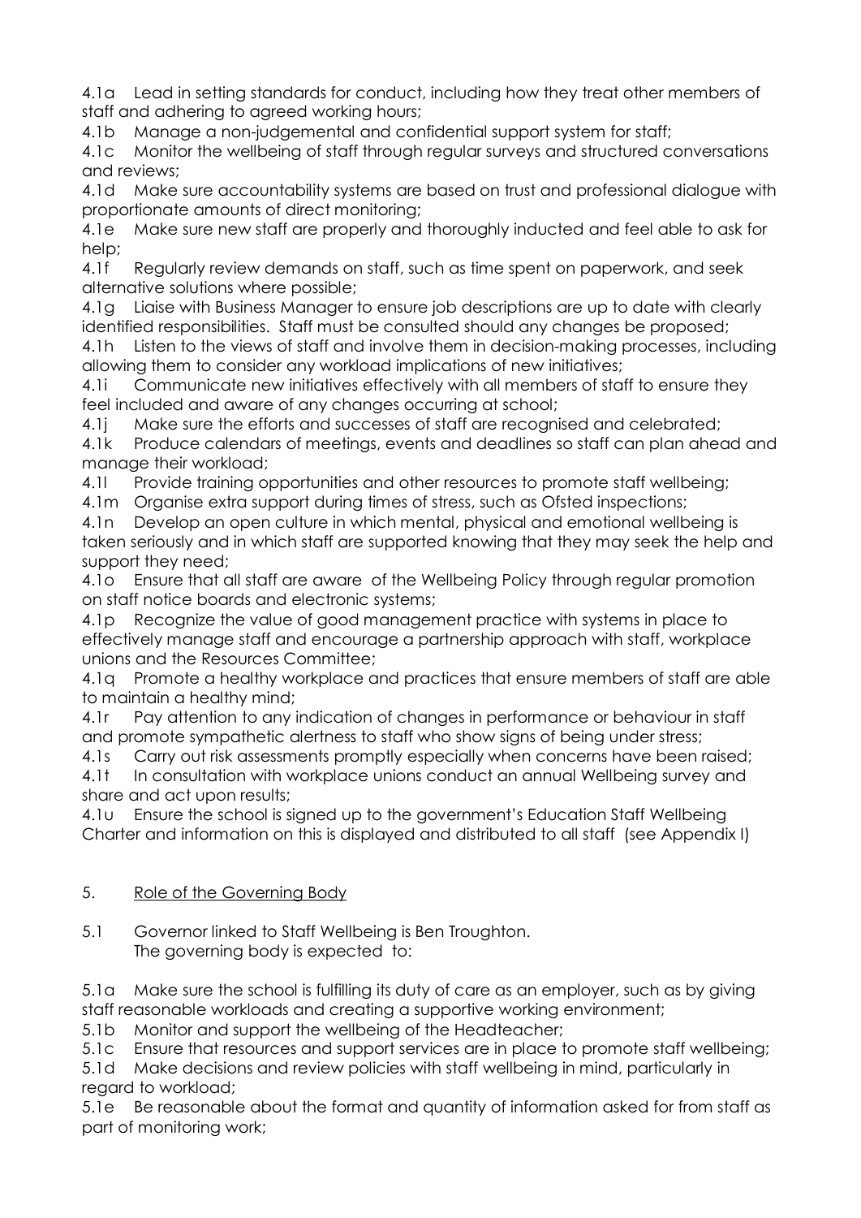4.1a Lead in setting standards for conduct, including how they treat other members of staff and adhering to agreed working hours;

4.1b Manage a non-judgemental and confidential support system for staff;

4.1c Monitor the wellbeing of staff through regular surveys and structured conversations and reviews;

4.1d Make sure accountability systems are based on trust and professional dialogue with proportionate amounts of direct monitoring;

4.1e Make sure new staff are properly and thoroughly inducted and feel able to ask for help;

4.1f Regularly review demands on staff, such as time spent on paperwork, and seek alternative solutions where possible;

4.1g Liaise with Business Manager to ensure job descriptions are up to date with clearly identified responsibilities. Staff must be consulted should any changes be proposed;

4.1h Listen to the views of staff and involve them in decision-making processes, including allowing them to consider any workload implications of new initiatives;

4.1i Communicate new initiatives effectively with all members of staff to ensure they feel included and aware of any changes occurring at school;

4.1j Make sure the efforts and successes of staff are recognised and celebrated;

4.1k Produce calendars of meetings, events and deadlines so staff can plan ahead and manage their workload;

4.1l Provide training opportunities and other resources to promote staff wellbeing;

4.1m Organise extra support during times of stress, such as Ofsted inspections;

4.1n Develop an open culture in which mental, physical and emotional wellbeing is taken seriously and in which staff are supported knowing that they may seek the help and support they need;

4.1o Ensure that all staff are aware of the Wellbeing Policy through regular promotion on staff notice boards and electronic systems;

4.1p Recognize the value of good management practice with systems in place to effectively manage staff and encourage a partnership approach with staff, workplace unions and the Resources Committee;

4.1q Promote a healthy workplace and practices that ensure members of staff are able to maintain a healthy mind;

4.1r Pay attention to any indication of changes in performance or behaviour in staff and promote sympathetic alertness to staff who show signs of being under stress;

4.1s Carry out risk assessments promptly especially when concerns have been raised;

4.1t In consultation with workplace unions conduct an annual Wellbeing survey and share and act upon results;

4.1u Ensure the school is signed up to the government's Education Staff Wellbeing Charter and information on this is displayed and distributed to all staff (see Appendix I)

## 5. Role of the Governing Body

5.1 Governor linked to Staff Wellbeing is Ben Troughton.
The governing body is expected to:

5.1a Make sure the school is fulfilling its duty of care as an employer, such as by giving staff reasonable workloads and creating a supportive working environment;

5.1b Monitor and support the wellbeing of the Headteacher;

5.1c Ensure that resources and support services are in place to promote staff wellbeing;

5.1d Make decisions and review policies with staff wellbeing in mind, particularly in regard to workload;

5.1e Be reasonable about the format and quantity of information asked for from staff as part of monitoring work;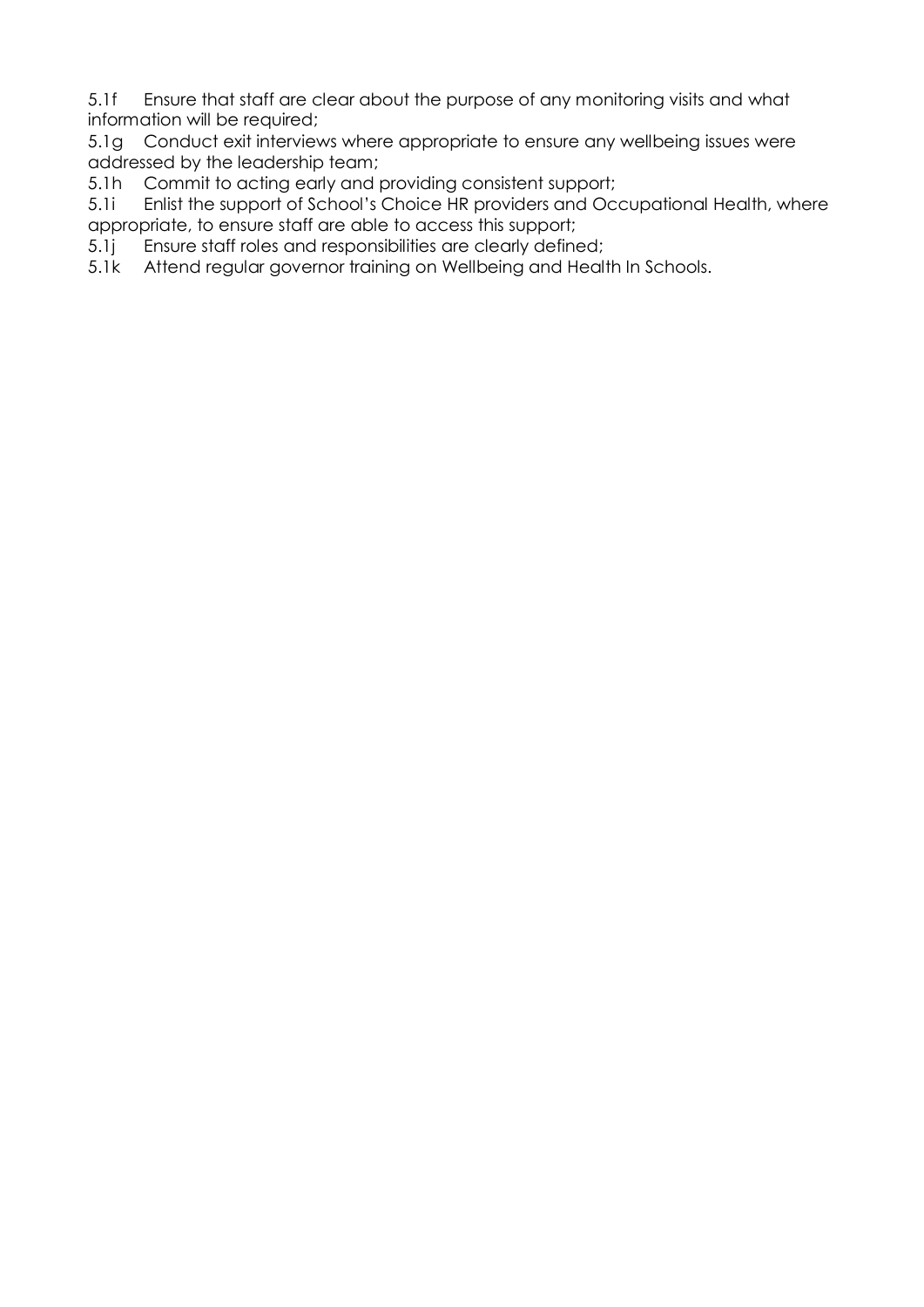5.1f Ensure that staff are clear about the purpose of any monitoring visits and what information will be required;

5.1g Conduct exit interviews where appropriate to ensure any wellbeing issues were addressed by the leadership team;

5.1h Commit to acting early and providing consistent support;

5.1i Enlist the support of School's Choice HR providers and Occupational Health, where appropriate, to ensure staff are able to access this support;

5.1j Ensure staff roles and responsibilities are clearly defined;

5.1k Attend regular governor training on Wellbeing and Health In Schools.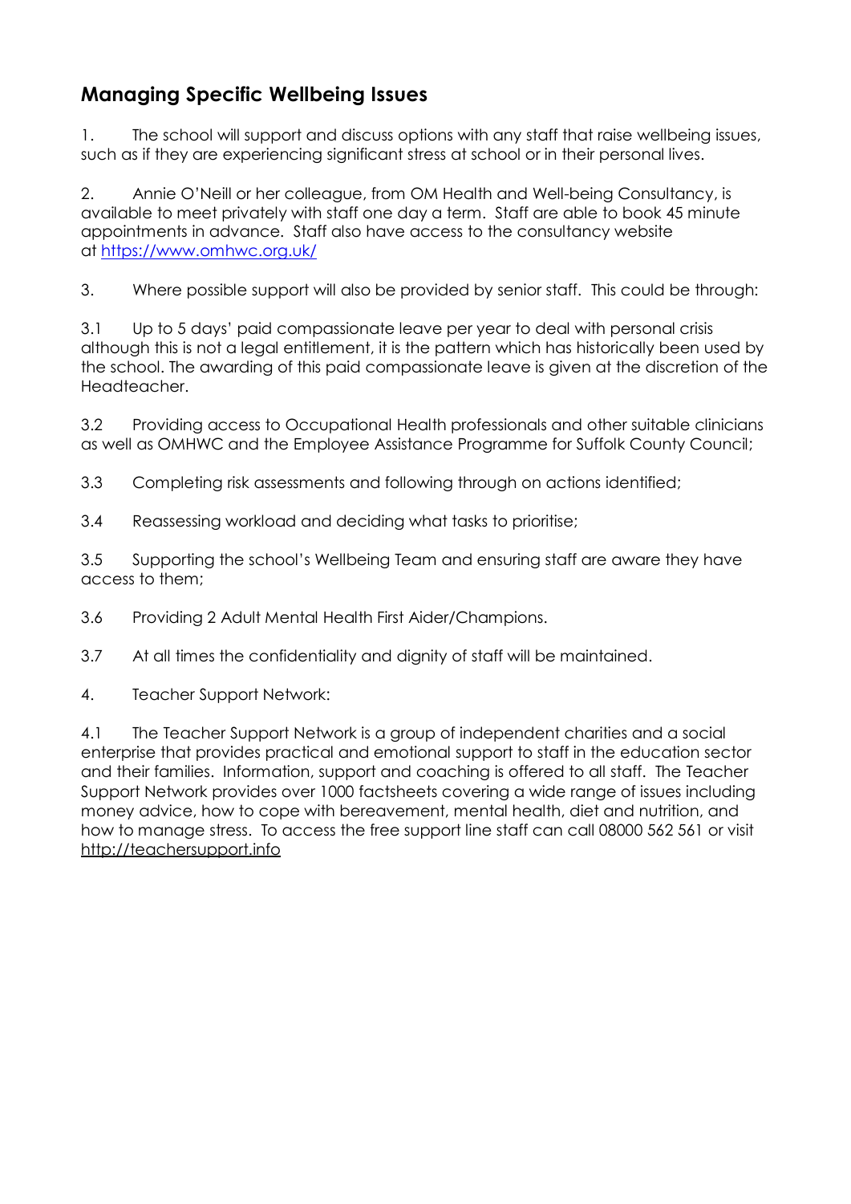## Managing Specific Wellbeing Issues

1. The school will support and discuss options with any staff that raise wellbeing issues, such as if they are experiencing significant stress at school or in their personal lives.

2. Annie O'Neill or her colleague, from OM Health and Well-being Consultancy, is available to meet privately with staff one day a term. Staff are able to book 45 minute appointments in advance. Staff also have access to the consultancy website at [https://www.omhwc.org.uk/](https://www.omhwc.org.uk/)

3. Where possible support will also be provided by senior staff. This could be through:

3.1 Up to 5 days' paid compassionate leave per year to deal with personal crisis although this is not a legal entitlement, it is the pattern which has historically been used by the school. The awarding of this paid compassionate leave is given at the discretion of the Headteacher.

3.2 Providing access to Occupational Health professionals and other suitable clinicians as well as OMHWC and the Employee Assistance Programme for Suffolk County Council;

3.3 Completing risk assessments and following through on actions identified;

3.4 Reassessing workload and deciding what tasks to prioritise;

3.5 Supporting the school's Wellbeing Team and ensuring staff are aware they have access to them;

3.6 Providing 2 Adult Mental Health First Aider/Champions.

3.7 At all times the confidentiality and dignity of staff will be maintained.

4. Teacher Support Network:

4.1 The Teacher Support Network is a group of independent charities and a social enterprise that provides practical and emotional support to staff in the education sector and their families. Information, support and coaching is offered to all staff. The Teacher Support Network provides over 1000 factsheets covering a wide range of issues including money advice, how to cope with bereavement, mental health, diet and nutrition, and how to manage stress. To access the free support line staff can call 08000 562 561 or visit http://teachersupport.info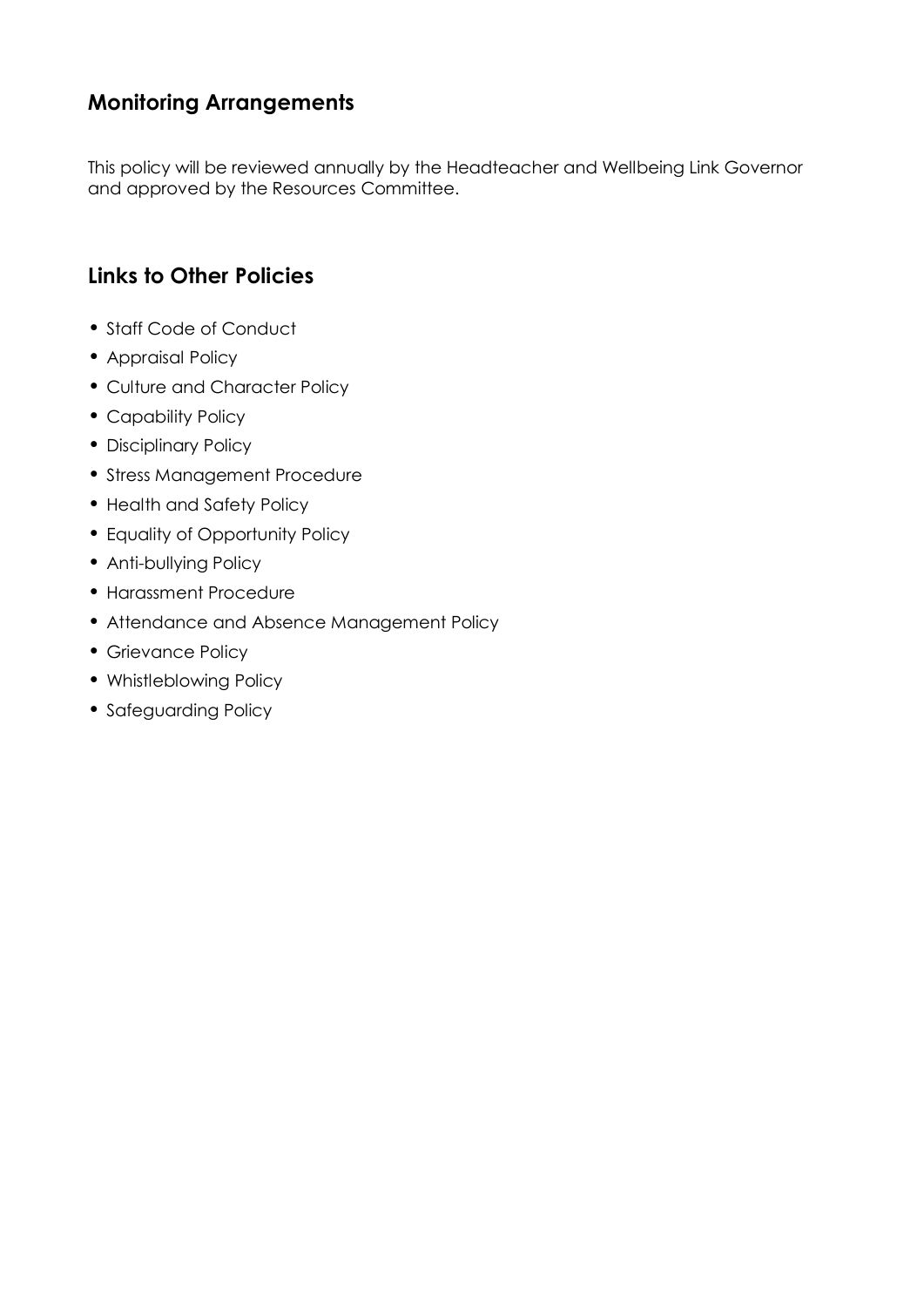## Monitoring Arrangements

This policy will be reviewed annually by the Headteacher and Wellbeing Link Governor and approved by the Resources Committee.

## Links to Other Policies

- Staff Code of Conduct
- Appraisal Policy
- Culture and Character Policy
- Capability Policy
- Disciplinary Policy
- Stress Management Procedure
- Health and Safety Policy
- Equality of Opportunity Policy
- Anti-bullying Policy
- Harassment Procedure
- Attendance and Absence Management Policy
- Grievance Policy
- Whistleblowing Policy
- Safeguarding Policy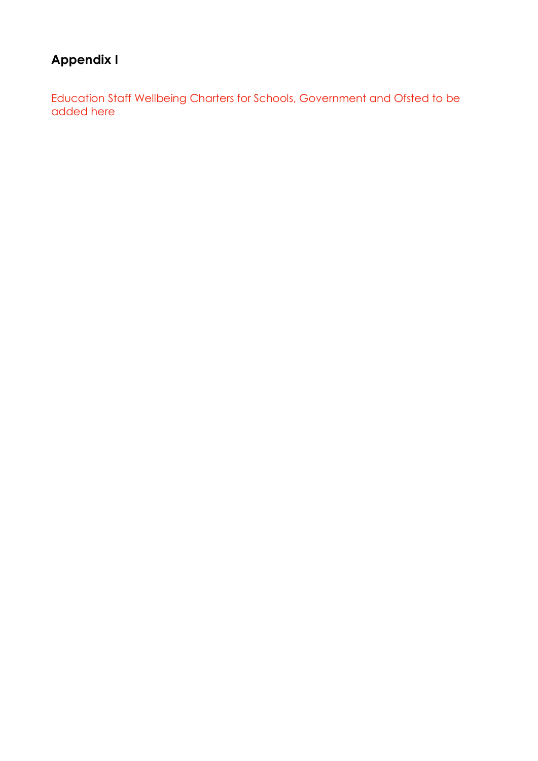## Appendix I

Education Staff Wellbeing Charters for Schools, Government and Ofsted to be added here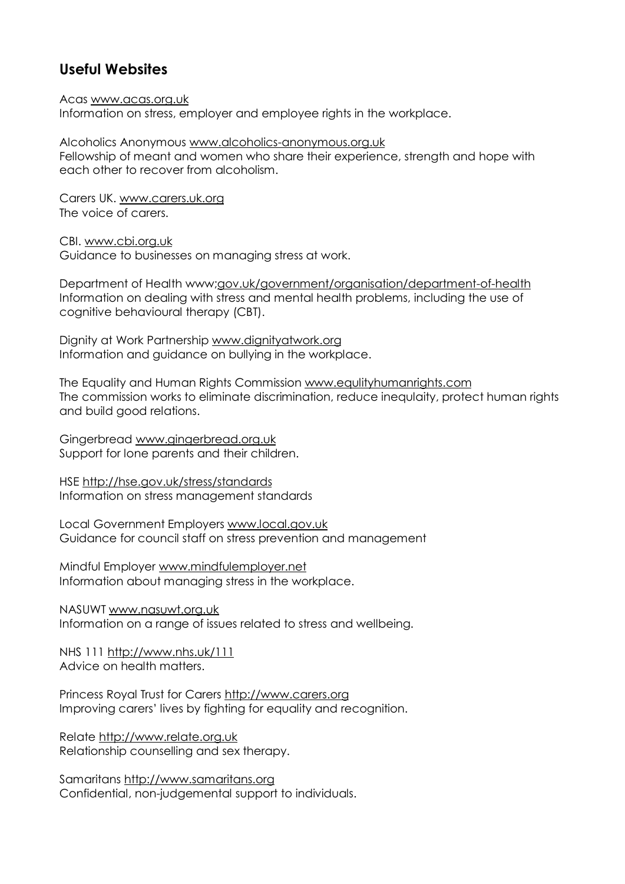## Useful Websites

Acas www.acas.org.uk
Information on stress, employer and employee rights in the workplace.

Alcoholics Anonymous www.alcoholics-anonymous.org.uk
Fellowship of meant and women who share their experience, strength and hope with each other to recover from alcoholism.

Carers UK. www.carers.uk.org
The voice of carers.

CBI. www.cbi.org.uk
Guidance to businesses on managing stress at work.

Department of Health www;gov.uk/government/organisation/department-of-health
Information on dealing with stress and mental health problems, including the use of cognitive behavioural therapy (CBT).

Dignity at Work Partnership www.dignityatwork.org
Information and guidance on bullying in the workplace.

The Equality and Human Rights Commission www.equlityhumanrights.com
The commission works to eliminate discrimination, reduce inequlaity, protect human rights and build good relations.

Gingerbread www.gingerbread.org.uk
Support for lone parents and their children.

HSE http://hse.gov.uk/stress/standards
Information on stress management standards

Local Government Employers www.local.gov.uk
Guidance for council staff on stress prevention and management

Mindful Employer www.mindfulemployer.net
Information about managing stress in the workplace.

NASUWT www.nasuwt.org.uk
Information on a range of issues related to stress and wellbeing.

NHS 111 http://www.nhs.uk/111
Advice on health matters.

Princess Royal Trust for Carers http://www.carers.org
Improving carers' lives by fighting for equality and recognition.

Relate http://www.relate.org.uk
Relationship counselling and sex therapy.

Samaritans http://www.samaritans.org
Confidential, non-judgemental support to individuals.